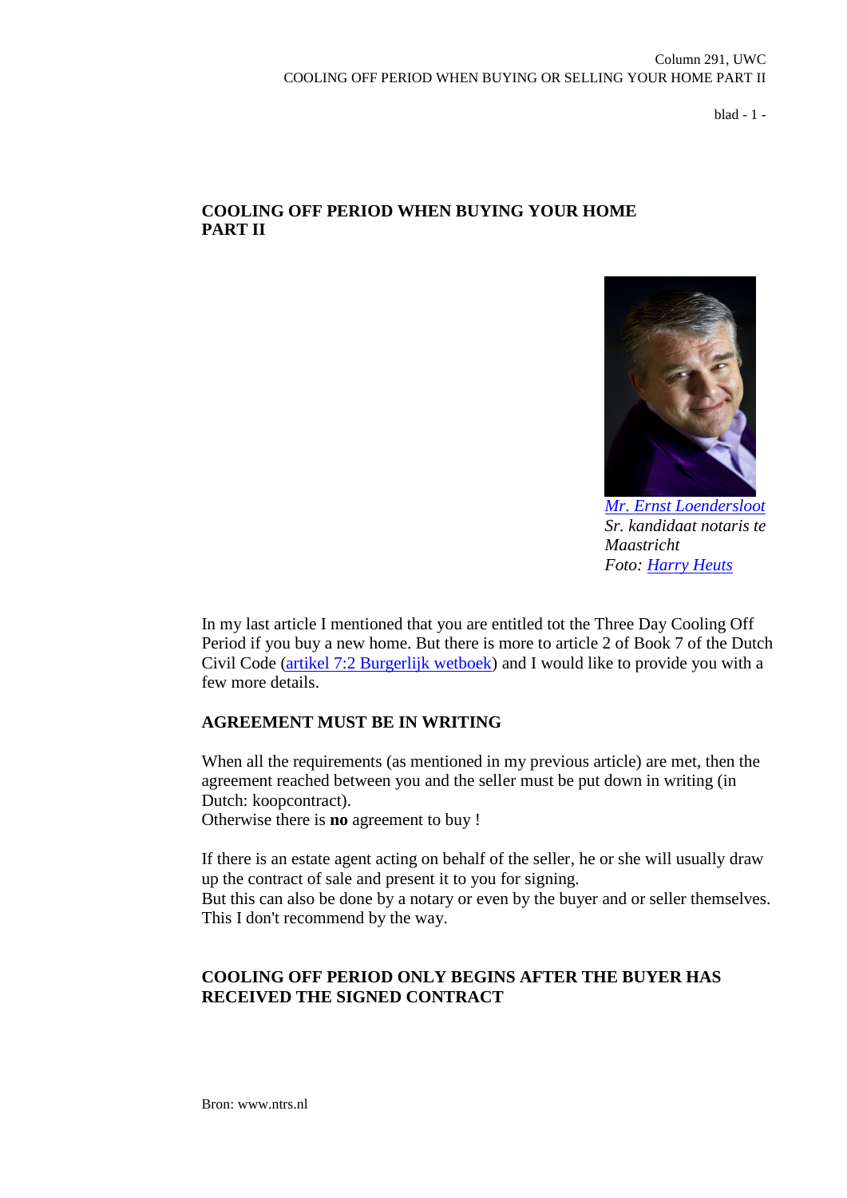## COOLING OFF PERIOD WHEN BUYING YOUR HOME PART II

*Mr. Ernst Loendersloot*
*Sr. kandidaat notaris te Maastricht*
*Foto: Harry Heuts*

In my last article I mentioned that you are entitled tot the Three Day Cooling Off Period if you buy a new home. But there is more to article 2 of Book 7 of the Dutch Civil Code (artikel 7:2 Burgerlijk wetboek) and I would like to provide you with a few more details.

### AGREEMENT MUST BE IN WRITING

When all the requirements (as mentioned in my previous article) are met, then the agreement reached between you and the seller must be put down in writing (in Dutch: koopcontract).
Otherwise there is **no** agreement to buy !

If there is an estate agent acting on behalf of the seller, he or she will usually draw up the contract of sale and present it to you for signing.
But this can also be done by a notary or even by the buyer and or seller themselves. This I don't recommend by the way.

### COOLING OFF PERIOD ONLY BEGINS AFTER THE BUYER HAS RECEIVED THE SIGNED CONTRACT

Bron: www.ntrs.nl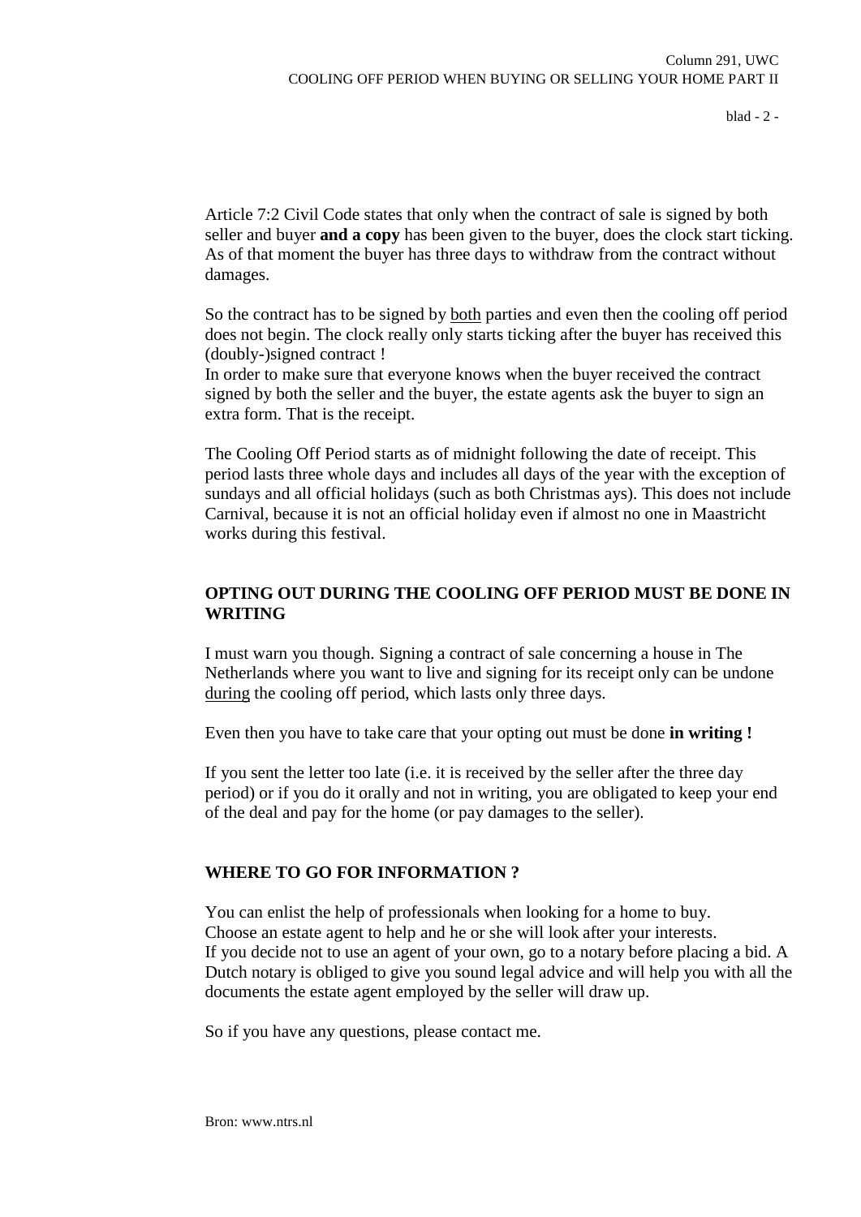Article 7:2 Civil Code states that only when the contract of sale is signed by both seller and buyer **and a copy** has been given to the buyer, does the clock start ticking. As of that moment the buyer has three days to withdraw from the contract without damages.

So the contract has to be signed by both parties and even then the cooling off period does not begin. The clock really only starts ticking after the buyer has received this (doubly-)signed contract !
In order to make sure that everyone knows when the buyer received the contract signed by both the seller and the buyer, the estate agents ask the buyer to sign an extra form. That is the receipt.

The Cooling Off Period starts as of midnight following the date of receipt. This period lasts three whole days and includes all days of the year with the exception of sundays and all official holidays (such as both Christmas ays). This does not include Carnival, because it is not an official holiday even if almost no one in Maastricht works during this festival.

## OPTING OUT DURING THE COOLING OFF PERIOD MUST BE DONE IN WRITING

I must warn you though. Signing a contract of sale concerning a house in The Netherlands where you want to live and signing for its receipt only can be undone during the cooling off period, which lasts only three days.

Even then you have to take care that your opting out must be done **in writing !**

If you sent the letter too late (i.e. it is received by the seller after the three day period) or if you do it orally and not in writing, you are obligated to keep your end of the deal and pay for the home (or pay damages to the seller).

## WHERE TO GO FOR INFORMATION ?

You can enlist the help of professionals when looking for a home to buy.
Choose an estate agent to help and he or she will look after your interests.
If you decide not to use an agent of your own, go to a notary before placing a bid. A Dutch notary is obliged to give you sound legal advice and will help you with all the documents the estate agent employed by the seller will draw up.

So if you have any questions, please contact me.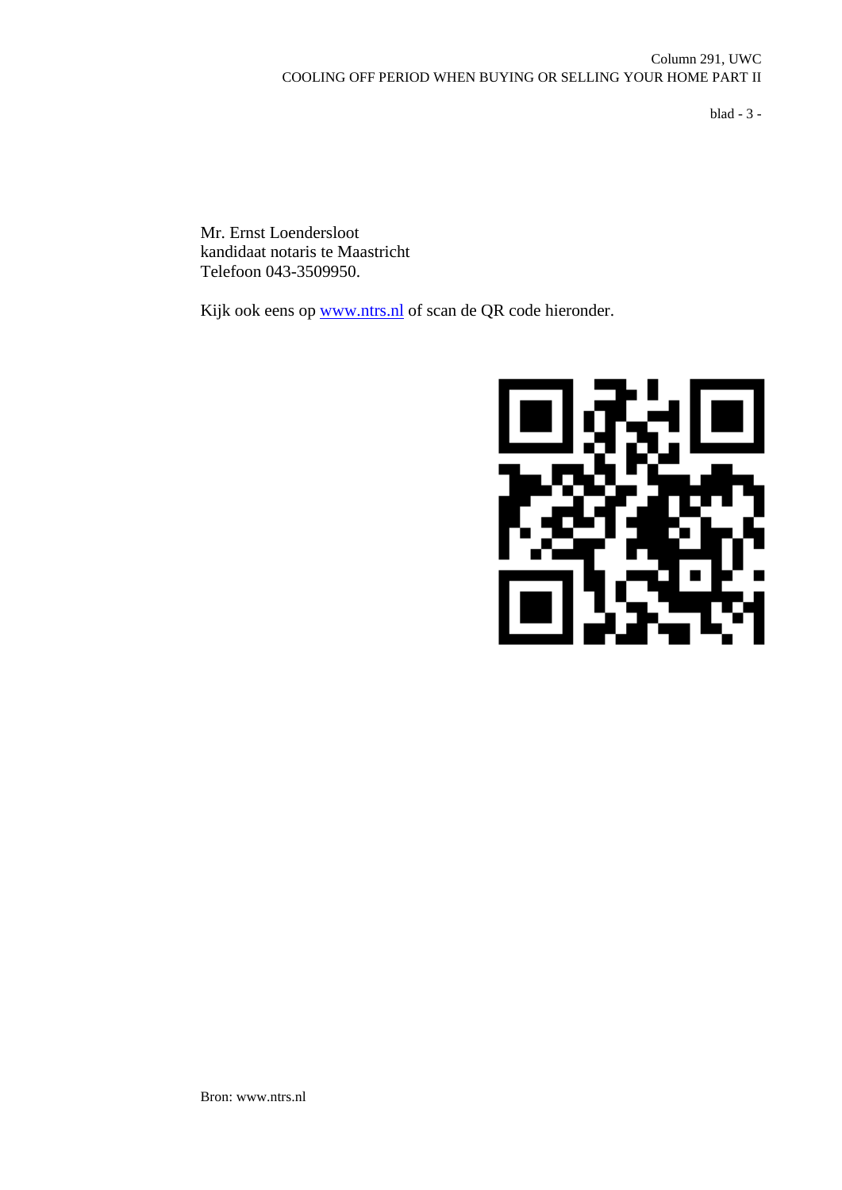Mr. Ernst Loendersloot
kandidaat notaris te Maastricht
Telefoon 043-3509950.

Kijk ook eens op [www.ntrs.nl](http://www.ntrs.nl) of scan de QR code hieronder.

Bron: www.ntrs.nl